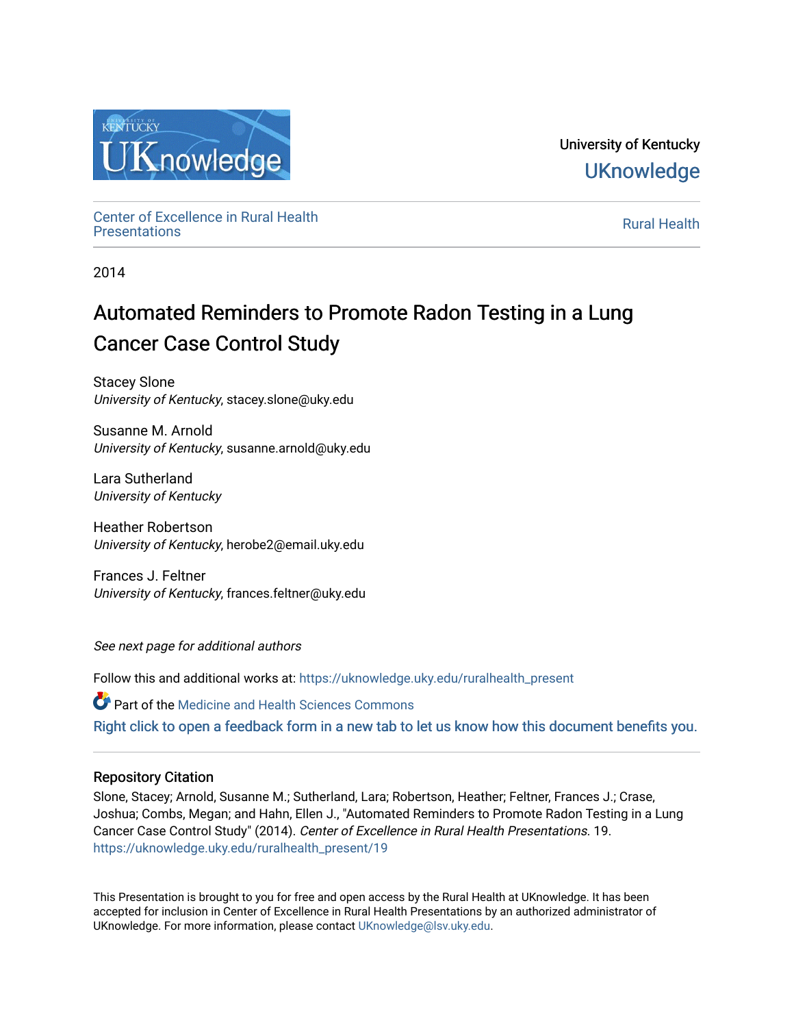University of Kentucky

UKnowledge

Center of Excellence in Rural Health Presentations

Rural Health

2014

# Automated Reminders to Promote Radon Testing in a Lung Cancer Case Control Study

Stacey Slone
*University of Kentucky*, stacey.slone@uky.edu

Susanne M. Arnold
*University of Kentucky*, susanne.arnold@uky.edu

Lara Sutherland
*University of Kentucky*

Heather Robertson
*University of Kentucky*, herobe2@email.uky.edu

Frances J. Feltner
*University of Kentucky*, frances.feltner@uky.edu

*See next page for additional authors*

Follow this and additional works at: https://uknowledge.uky.edu/ruralhealth_present

Part of the Medicine and Health Sciences Commons

Right click to open a feedback form in a new tab to let us know how this document benefits you.

### Repository Citation

Slone, Stacey; Arnold, Susanne M.; Sutherland, Lara; Robertson, Heather; Feltner, Frances J.; Crase, Joshua; Combs, Megan; and Hahn, Ellen J., "Automated Reminders to Promote Radon Testing in a Lung Cancer Case Control Study" (2014). *Center of Excellence in Rural Health Presentations*. 19.
https://uknowledge.uky.edu/ruralhealth_present/19

This Presentation is brought to you for free and open access by the Rural Health at UKnowledge. It has been accepted for inclusion in Center of Excellence in Rural Health Presentations by an authorized administrator of UKnowledge. For more information, please contact UKnowledge@lsv.uky.edu.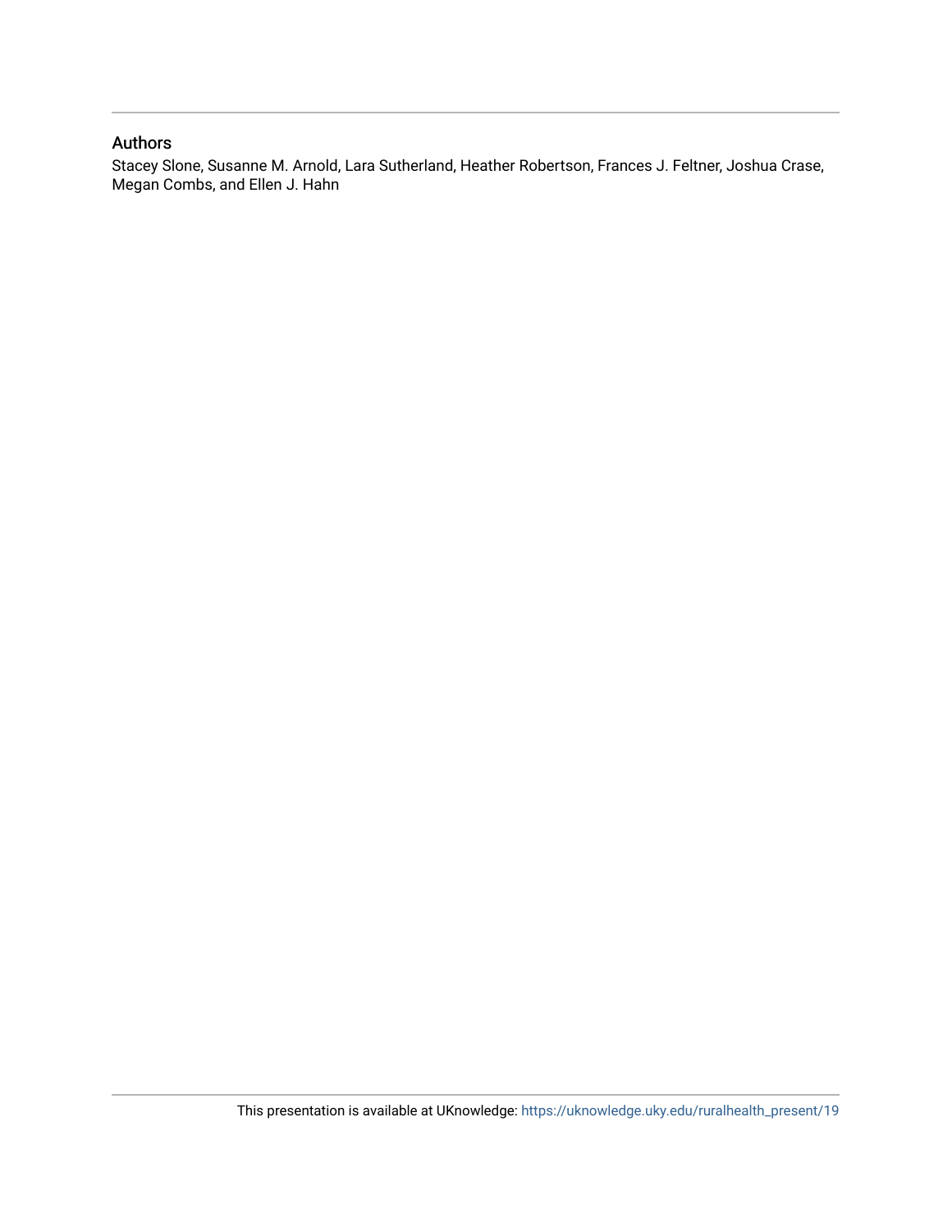## Authors

Stacey Slone, Susanne M. Arnold, Lara Sutherland, Heather Robertson, Frances J. Feltner, Joshua Crase, Megan Combs, and Ellen J. Hahn

This presentation is available at UKnowledge: https://uknowledge.uky.edu/ruralhealth_present/19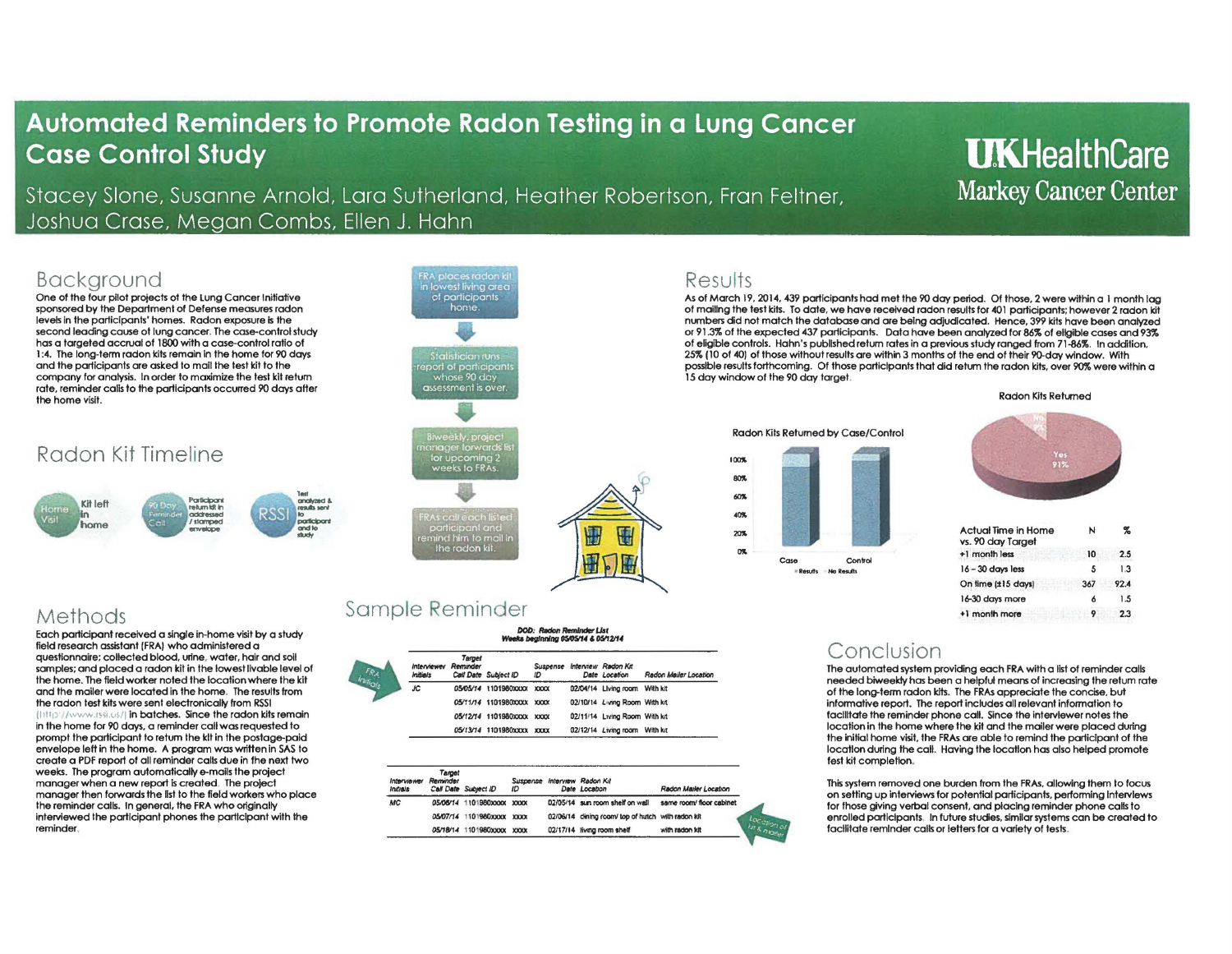# Automated Reminders to Promote Radon Testing in a Lung Cancer Case Control Study

Stacey Slone, Susanne Arnold, Lara Sutherland, Heather Robertson, Fran Feltner, Joshua Crase, Megan Combs, Ellen J. Hahn

UKHealthCare
Markey Cancer Center

## Background

One of the four pilot projects of the Lung Cancer Initiative sponsored by the Department of Defense measures radon levels in the participants' homes. Radon exposure is the second leading cause of lung cancer. The case-control study has a targeted accrual of 1800 with a case-control ratio of 1:4. The long-term radon kits remain in the home for 90 days and the participants are asked to mail the test kit to the company for analysis. In order to maximize the test kit return rate, reminder calls to the participants occurred 90 days after the home visit.

## Radon Kit Timeline

Home Visit → Kit left in home → 90 Day Reminder Call → Participant return kit in addressed / stamped envelope → RSSI → Test analyzed & results sent to participant and to study

## Methods

Each participant received a single in-home visit by a study field research assistant (FRA) who administered a questionnaire; collected blood, urine, water, hair and soil samples; and placed a radon kit in the lowest livable level of the home. The field worker noted the location where the kit and the mailer were located in the home. The results from the radon test kits were sent electronically from RSSI (http://www.rssi.us/) in batches. Since the radon kits remain in the home for 90 days, a reminder call was requested to prompt the participant to return the kit in the postage-paid envelope left in the home. A program was written in SAS to create a PDF report of all reminder calls due in the next two weeks. The program automatically e-mails the project manager when a new report is created. The project manager then forwards the list to the field workers who place the reminder calls. In general, the FRA who originally interviewed the participant phones the participant with the reminder.

FRA places radon kit in lowest living area of participants home.

Statistician runs report of participants whose 90 day assessment is over.

Biweekly, project manager forwards list for upcoming 2 weeks to FRAs.

FRAs call each listed participant and remind him to mail in the radon kit.

## Sample Reminder

**DOD: Radon Reminder List**
**Weeks beginning 05/05/14 & 05/12/14**

FRA Initials

| Interviewer Initials | Target Reminder Call Date | Subject ID | Suspense ID | Interview Date | Radon Kit Location | Radon Mailer Location |
|---|---|---|---|---|---|---|
| JC | 05/05/14 | 1101980xxxx | xxxx | 02/04/14 | Living room | With kit |
| | 05/11/14 | 1101980xxxx | xxxx | 02/10/14 | Living Room | With kit |
| | 05/12/14 | 1101980xxxx | xxxx | 02/11/14 | Living Room | With kit |
| | 05/13/14 | 1101980xxxx | xxxx | 02/12/14 | Living room | With kit |

| Interviewer Initials | Target Reminder Call Date | Subject ID | Suspense ID | Interview Date | Radon Kit Location | Radon Mailer Location |
|---|---|---|---|---|---|---|
| MC | 05/06/14 | 1101980xxxx | xxxx | 02/05/14 | sun room shelf on wall | same room/ floor cabinet |
| | 05/07/14 | 1101980xxxx | xxxx | 02/06/14 | dining room/ top of hutch | with radon kit |
| | 05/18/14 | 1101980xxxx | xxxx | 02/17/14 | living room shelf | with radon kit |

Location of kit & mailer

## Results

As of March 19, 2014, 439 participants had met the 90 day period. Of those, 2 were within a 1 month lag of mailing the test kits. To date, we have received radon results for 401 participants; however 2 radon kit numbers did not match the database and are being adjudicated. Hence, 399 kits have been analyzed or 91.3% of the expected 437 participants. Data have been analyzed for 86% of eligible cases and 93% of eligible controls. Hahn's published return rates in a previous study ranged from 71-86%. In addition, 25% (10 of 40) of those without results are within 3 months of the end of their 90-day window. With possible results forthcoming. Of those participants that did return the radon kits, over 90% were within a 15 day window of the 90 day target.

Radon Kits Returned by Case/Control
100%
80%
60%
40%
20%
0%
Case
Control
Results
No Results

Radon Kits Returned
No 9%
Yes 91%

| Actual Time in Home vs. 90 day Target | N | % |
|---|---|---|
| +1 month less | 10 | 2.5 |
| 16 – 30 days less | 5 | 1.3 |
| On time (±15 days) | 367 | 92.4 |
| 16-30 days more | 6 | 1.5 |
| +1 month more | 9 | 2.3 |

## Conclusion

The automated system providing each FRA with a list of reminder calls needed biweekly has been a helpful means of increasing the return rate of the long-term radon kits. The FRAs appreciate the concise, but informative report. The report includes all relevant information to facilitate the reminder phone call. Since the interviewer notes the location in the home where the kit and the mailer were placed during the initial home visit, the FRAs are able to remind the participant of the location during the call. Having the location has also helped promote test kit completion.

This system removed one burden from the FRAs, allowing them to focus on setting up interviews for potential participants, performing interviews for those giving verbal consent, and placing reminder phone calls to enrolled participants. In future studies, similar systems can be created to facilitate reminder calls or letters for a variety of tests.